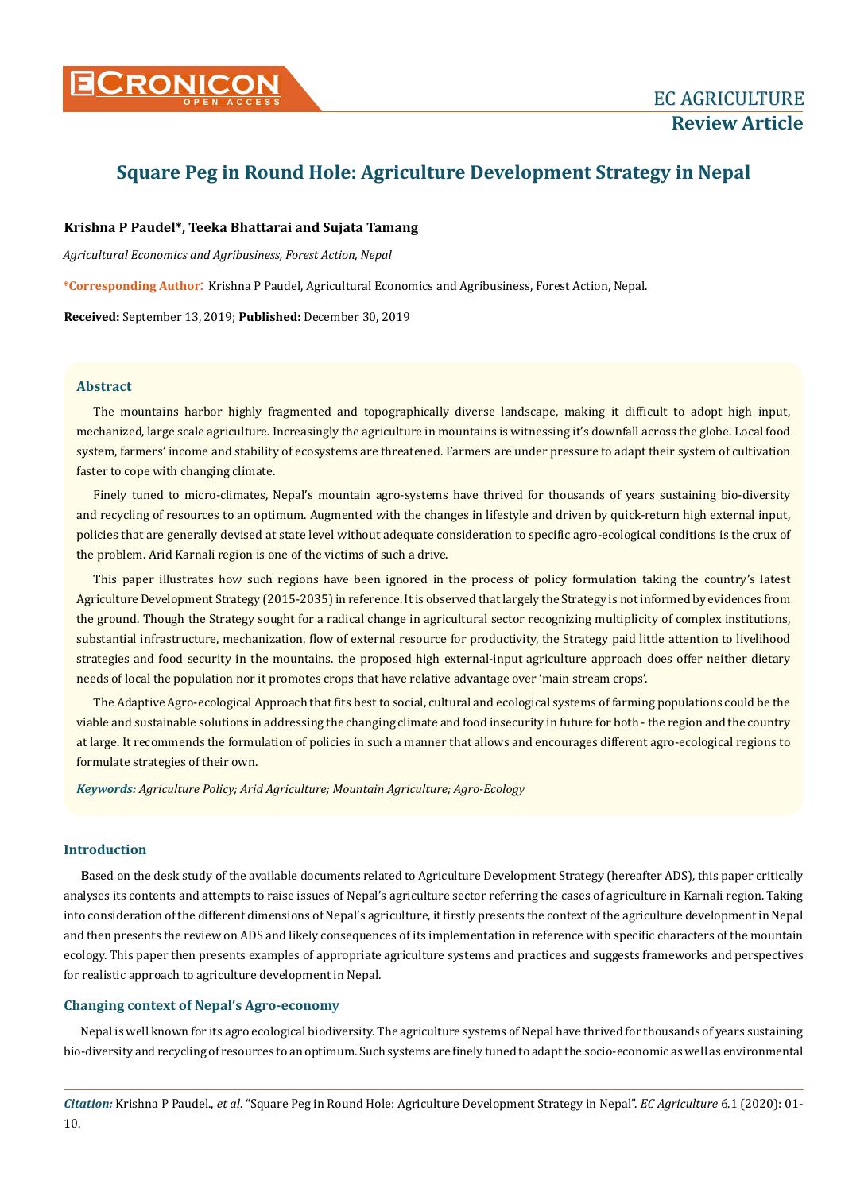EC AGRICULTURE

**Review Article**

# Square Peg in Round Hole: Agriculture Development Strategy in Nepal

**Krishna P Paudel*, Teeka Bhattarai and Sujata Tamang**

*Agricultural Economics and Agribusiness, Forest Action, Nepal*

***Corresponding Author**: Krishna P Paudel, Agricultural Economics and Agribusiness, Forest Action, Nepal.

**Received:** September 13, 2019; **Published:** December 30, 2019

## Abstract

The mountains harbor highly fragmented and topographically diverse landscape, making it difficult to adopt high input, mechanized, large scale agriculture. Increasingly the agriculture in mountains is witnessing it's downfall across the globe. Local food system, farmers' income and stability of ecosystems are threatened. Farmers are under pressure to adapt their system of cultivation faster to cope with changing climate.

Finely tuned to micro-climates, Nepal's mountain agro-systems have thrived for thousands of years sustaining bio-diversity and recycling of resources to an optimum. Augmented with the changes in lifestyle and driven by quick-return high external input, policies that are generally devised at state level without adequate consideration to specific agro-ecological conditions is the crux of the problem. Arid Karnali region is one of the victims of such a drive.

This paper illustrates how such regions have been ignored in the process of policy formulation taking the country's latest Agriculture Development Strategy (2015-2035) in reference. It is observed that largely the Strategy is not informed by evidences from the ground. Though the Strategy sought for a radical change in agricultural sector recognizing multiplicity of complex institutions, substantial infrastructure, mechanization, flow of external resource for productivity, the Strategy paid little attention to livelihood strategies and food security in the mountains. the proposed high external-input agriculture approach does offer neither dietary needs of local the population nor it promotes crops that have relative advantage over 'main stream crops'.

The Adaptive Agro-ecological Approach that fits best to social, cultural and ecological systems of farming populations could be the viable and sustainable solutions in addressing the changing climate and food insecurity in future for both - the region and the country at large. It recommends the formulation of policies in such a manner that allows and encourages different agro-ecological regions to formulate strategies of their own.

***Keywords:*** *Agriculture Policy; Arid Agriculture; Mountain Agriculture; Agro-Ecology*

## Introduction

**B**ased on the desk study of the available documents related to Agriculture Development Strategy (hereafter ADS), this paper critically analyses its contents and attempts to raise issues of Nepal's agriculture sector referring the cases of agriculture in Karnali region. Taking into consideration of the different dimensions of Nepal's agriculture, it firstly presents the context of the agriculture development in Nepal and then presents the review on ADS and likely consequences of its implementation in reference with specific characters of the mountain ecology. This paper then presents examples of appropriate agriculture systems and practices and suggests frameworks and perspectives for realistic approach to agriculture development in Nepal.

### Changing context of Nepal's Agro-economy

Nepal is well known for its agro ecological biodiversity. The agriculture systems of Nepal have thrived for thousands of years sustaining bio-diversity and recycling of resources to an optimum. Such systems are finely tuned to adapt the socio-economic as well as environmental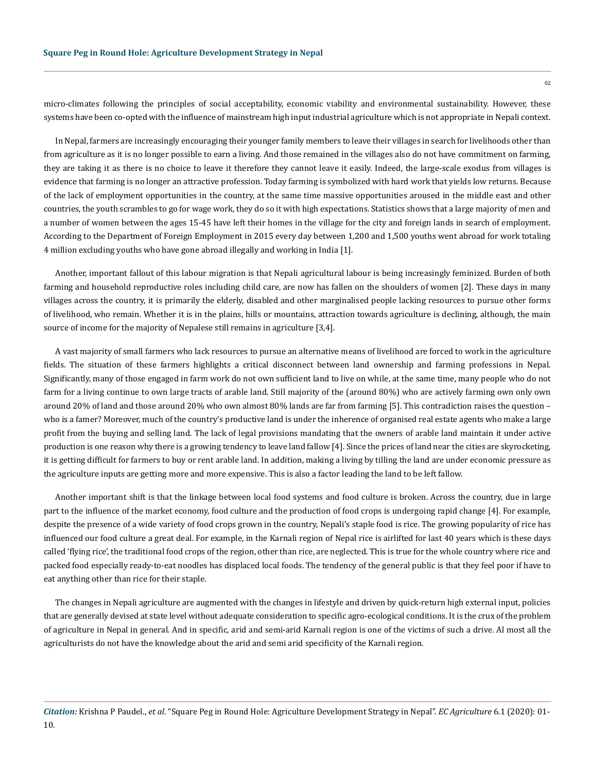micro-climates following the principles of social acceptability, economic viability and environmental sustainability. However, these systems have been co-opted with the influence of mainstream high input industrial agriculture which is not appropriate in Nepali context.

In Nepal, farmers are increasingly encouraging their younger family members to leave their villages in search for livelihoods other than from agriculture as it is no longer possible to earn a living. And those remained in the villages also do not have commitment on farming, they are taking it as there is no choice to leave it therefore they cannot leave it easily. Indeed, the large-scale exodus from villages is evidence that farming is no longer an attractive profession. Today farming is symbolized with hard work that yields low returns. Because of the lack of employment opportunities in the country, at the same time massive opportunities aroused in the middle east and other countries, the youth scrambles to go for wage work, they do so it with high expectations. Statistics shows that a large majority of men and a number of women between the ages 15-45 have left their homes in the village for the city and foreign lands in search of employment. According to the Department of Foreign Employment in 2015 every day between 1,200 and 1,500 youths went abroad for work totaling 4 million excluding youths who have gone abroad illegally and working in India [1].

Another, important fallout of this labour migration is that Nepali agricultural labour is being increasingly feminized. Burden of both farming and household reproductive roles including child care, are now has fallen on the shoulders of women [2]. These days in many villages across the country, it is primarily the elderly, disabled and other marginalised people lacking resources to pursue other forms of livelihood, who remain. Whether it is in the plains, hills or mountains, attraction towards agriculture is declining, although, the main source of income for the majority of Nepalese still remains in agriculture [3,4].

A vast majority of small farmers who lack resources to pursue an alternative means of livelihood are forced to work in the agriculture fields. The situation of these farmers highlights a critical disconnect between land ownership and farming professions in Nepal. Significantly, many of those engaged in farm work do not own sufficient land to live on while, at the same time, many people who do not farm for a living continue to own large tracts of arable land. Still majority of the (around 80%) who are actively farming own only own around 20% of land and those around 20% who own almost 80% lands are far from farming [5]. This contradiction raises the question – who is a famer? Moreover, much of the country's productive land is under the inherence of organised real estate agents who make a large profit from the buying and selling land. The lack of legal provisions mandating that the owners of arable land maintain it under active production is one reason why there is a growing tendency to leave land fallow [4]. Since the prices of land near the cities are skyrocketing, it is getting difficult for farmers to buy or rent arable land. In addition, making a living by tilling the land are under economic pressure as the agriculture inputs are getting more and more expensive. This is also a factor leading the land to be left fallow.

Another important shift is that the linkage between local food systems and food culture is broken. Across the country, due in large part to the influence of the market economy, food culture and the production of food crops is undergoing rapid change [4]. For example, despite the presence of a wide variety of food crops grown in the country, Nepali's staple food is rice. The growing popularity of rice has influenced our food culture a great deal. For example, in the Karnali region of Nepal rice is airlifted for last 40 years which is these days called 'flying rice', the traditional food crops of the region, other than rice, are neglected. This is true for the whole country where rice and packed food especially ready-to-eat noodles has displaced local foods. The tendency of the general public is that they feel poor if have to eat anything other than rice for their staple.

The changes in Nepali agriculture are augmented with the changes in lifestyle and driven by quick-return high external input, policies that are generally devised at state level without adequate consideration to specific agro-ecological conditions. It is the crux of the problem of agriculture in Nepal in general. And in specific, arid and semi-arid Karnali region is one of the victims of such a drive. Al most all the agriculturists do not have the knowledge about the arid and semi arid specificity of the Karnali region.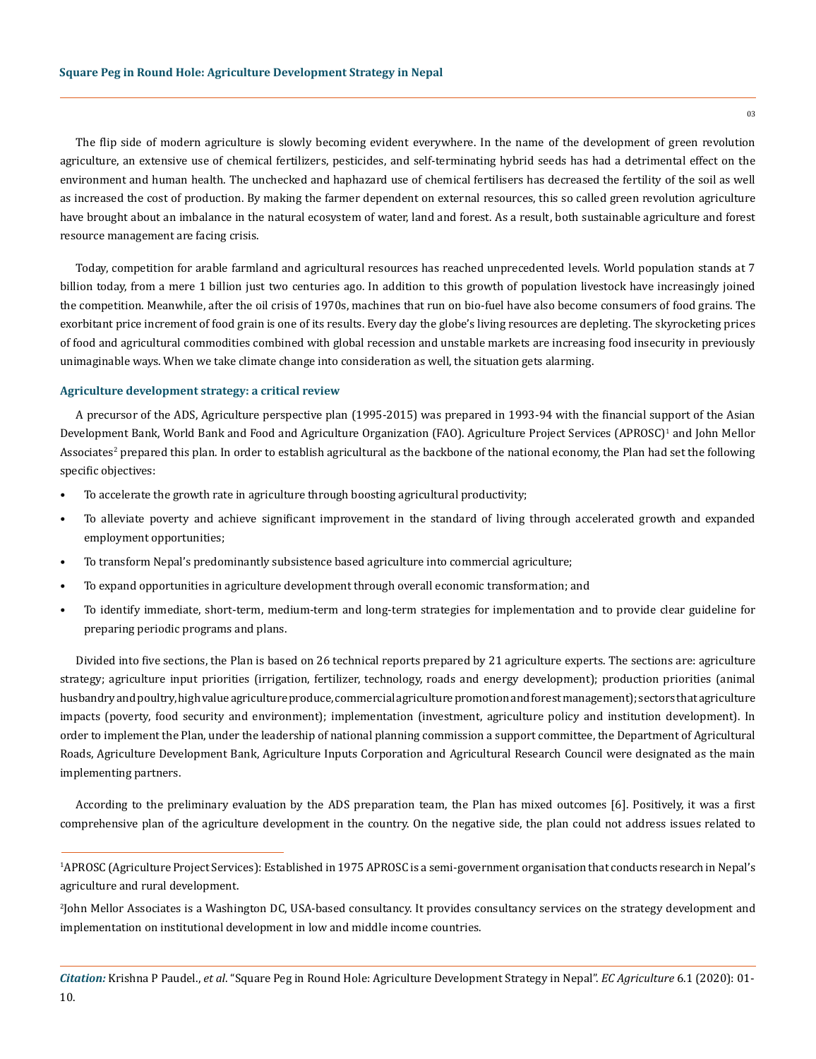The flip side of modern agriculture is slowly becoming evident everywhere. In the name of the development of green revolution agriculture, an extensive use of chemical fertilizers, pesticides, and self-terminating hybrid seeds has had a detrimental effect on the environment and human health. The unchecked and haphazard use of chemical fertilisers has decreased the fertility of the soil as well as increased the cost of production. By making the farmer dependent on external resources, this so called green revolution agriculture have brought about an imbalance in the natural ecosystem of water, land and forest. As a result, both sustainable agriculture and forest resource management are facing crisis.

Today, competition for arable farmland and agricultural resources has reached unprecedented levels. World population stands at 7 billion today, from a mere 1 billion just two centuries ago. In addition to this growth of population livestock have increasingly joined the competition. Meanwhile, after the oil crisis of 1970s, machines that run on bio-fuel have also become consumers of food grains. The exorbitant price increment of food grain is one of its results. Every day the globe's living resources are depleting. The skyrocketing prices of food and agricultural commodities combined with global recession and unstable markets are increasing food insecurity in previously unimaginable ways. When we take climate change into consideration as well, the situation gets alarming.

### Agriculture development strategy: a critical review

A precursor of the ADS, Agriculture perspective plan (1995-2015) was prepared in 1993-94 with the financial support of the Asian Development Bank, World Bank and Food and Agriculture Organization (FAO). Agriculture Project Services (APROSC)[1] and John Mellor Associates[2] prepared this plan. In order to establish agricultural as the backbone of the national economy, the Plan had set the following specific objectives:

- To accelerate the growth rate in agriculture through boosting agricultural productivity;
- To alleviate poverty and achieve significant improvement in the standard of living through accelerated growth and expanded employment opportunities;
- To transform Nepal's predominantly subsistence based agriculture into commercial agriculture;
- To expand opportunities in agriculture development through overall economic transformation; and
- To identify immediate, short-term, medium-term and long-term strategies for implementation and to provide clear guideline for preparing periodic programs and plans.

Divided into five sections, the Plan is based on 26 technical reports prepared by 21 agriculture experts. The sections are: agriculture strategy; agriculture input priorities (irrigation, fertilizer, technology, roads and energy development); production priorities (animal husbandry and poultry, high value agriculture produce, commercial agriculture promotion and forest management); sectors that agriculture impacts (poverty, food security and environment); implementation (investment, agriculture policy and institution development). In order to implement the Plan, under the leadership of national planning commission a support committee, the Department of Agricultural Roads, Agriculture Development Bank, Agriculture Inputs Corporation and Agricultural Research Council were designated as the main implementing partners.

According to the preliminary evaluation by the ADS preparation team, the Plan has mixed outcomes [6]. Positively, it was a first comprehensive plan of the agriculture development in the country. On the negative side, the plan could not address issues related to

---

[1]APROSC (Agriculture Project Services): Established in 1975 APROSC is a semi-government organisation that conducts research in Nepal's agriculture and rural development.

[2]John Mellor Associates is a Washington DC, USA-based consultancy. It provides consultancy services on the strategy development and implementation on institutional development in low and middle income countries.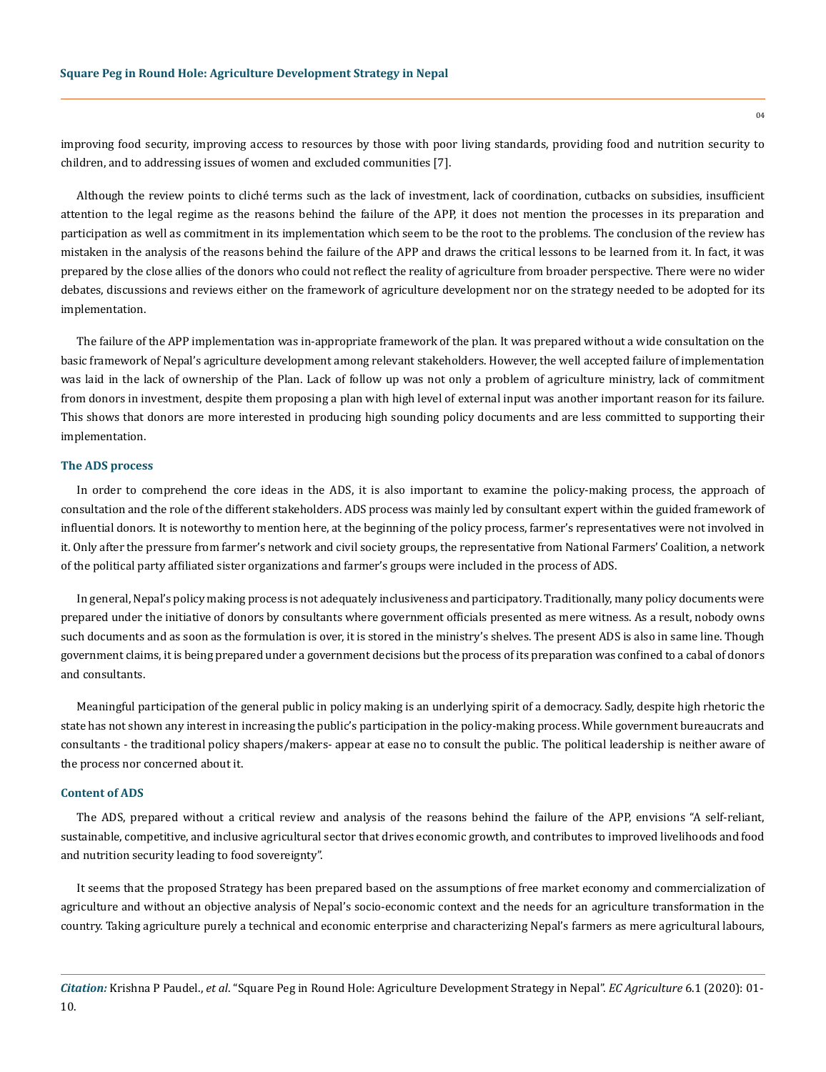improving food security, improving access to resources by those with poor living standards, providing food and nutrition security to children, and to addressing issues of women and excluded communities [7].

Although the review points to cliché terms such as the lack of investment, lack of coordination, cutbacks on subsidies, insufficient attention to the legal regime as the reasons behind the failure of the APP, it does not mention the processes in its preparation and participation as well as commitment in its implementation which seem to be the root to the problems. The conclusion of the review has mistaken in the analysis of the reasons behind the failure of the APP and draws the critical lessons to be learned from it. In fact, it was prepared by the close allies of the donors who could not reflect the reality of agriculture from broader perspective. There were no wider debates, discussions and reviews either on the framework of agriculture development nor on the strategy needed to be adopted for its implementation.

The failure of the APP implementation was in-appropriate framework of the plan. It was prepared without a wide consultation on the basic framework of Nepal's agriculture development among relevant stakeholders. However, the well accepted failure of implementation was laid in the lack of ownership of the Plan. Lack of follow up was not only a problem of agriculture ministry, lack of commitment from donors in investment, despite them proposing a plan with high level of external input was another important reason for its failure. This shows that donors are more interested in producing high sounding policy documents and are less committed to supporting their implementation.

### The ADS process

In order to comprehend the core ideas in the ADS, it is also important to examine the policy-making process, the approach of consultation and the role of the different stakeholders. ADS process was mainly led by consultant expert within the guided framework of influential donors. It is noteworthy to mention here, at the beginning of the policy process, farmer's representatives were not involved in it. Only after the pressure from farmer's network and civil society groups, the representative from National Farmers' Coalition, a network of the political party affiliated sister organizations and farmer's groups were included in the process of ADS.

In general, Nepal's policy making process is not adequately inclusiveness and participatory. Traditionally, many policy documents were prepared under the initiative of donors by consultants where government officials presented as mere witness. As a result, nobody owns such documents and as soon as the formulation is over, it is stored in the ministry's shelves. The present ADS is also in same line. Though government claims, it is being prepared under a government decisions but the process of its preparation was confined to a cabal of donors and consultants.

Meaningful participation of the general public in policy making is an underlying spirit of a democracy. Sadly, despite high rhetoric the state has not shown any interest in increasing the public's participation in the policy-making process. While government bureaucrats and consultants - the traditional policy shapers/makers- appear at ease no to consult the public. The political leadership is neither aware of the process nor concerned about it.

### Content of ADS

The ADS, prepared without a critical review and analysis of the reasons behind the failure of the APP, envisions "A self-reliant, sustainable, competitive, and inclusive agricultural sector that drives economic growth, and contributes to improved livelihoods and food and nutrition security leading to food sovereignty".

It seems that the proposed Strategy has been prepared based on the assumptions of free market economy and commercialization of agriculture and without an objective analysis of Nepal's socio-economic context and the needs for an agriculture transformation in the country. Taking agriculture purely a technical and economic enterprise and characterizing Nepal's farmers as mere agricultural labours,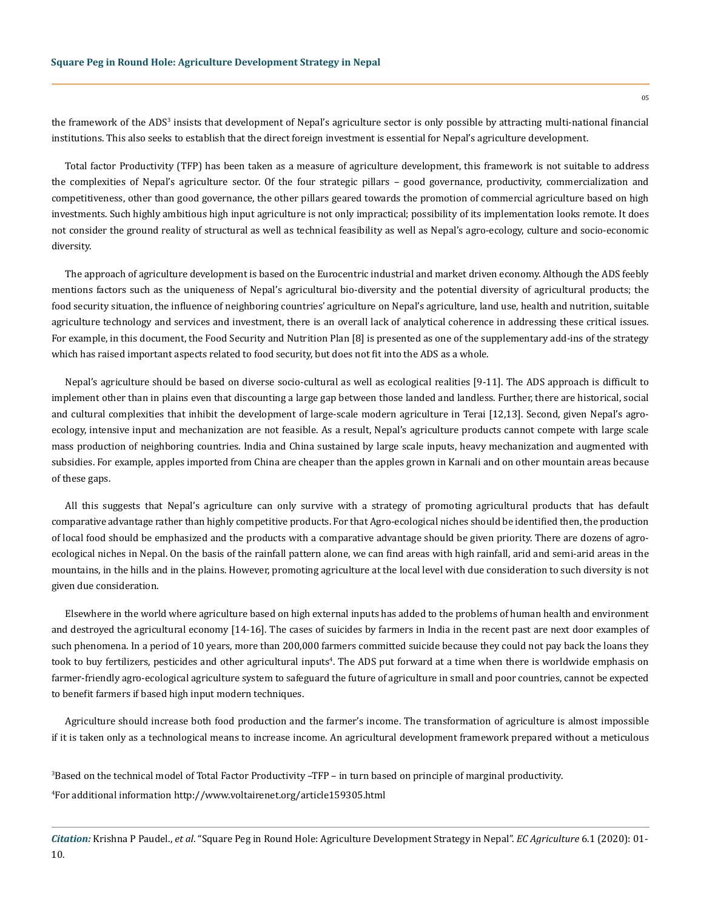the framework of the ADS[3] insists that development of Nepal's agriculture sector is only possible by attracting multi-national financial institutions. This also seeks to establish that the direct foreign investment is essential for Nepal's agriculture development.

Total factor Productivity (TFP) has been taken as a measure of agriculture development, this framework is not suitable to address the complexities of Nepal's agriculture sector. Of the four strategic pillars – good governance, productivity, commercialization and competitiveness, other than good governance, the other pillars geared towards the promotion of commercial agriculture based on high investments. Such highly ambitious high input agriculture is not only impractical; possibility of its implementation looks remote. It does not consider the ground reality of structural as well as technical feasibility as well as Nepal's agro-ecology, culture and socio-economic diversity.

The approach of agriculture development is based on the Eurocentric industrial and market driven economy. Although the ADS feebly mentions factors such as the uniqueness of Nepal's agricultural bio-diversity and the potential diversity of agricultural products; the food security situation, the influence of neighboring countries' agriculture on Nepal's agriculture, land use, health and nutrition, suitable agriculture technology and services and investment, there is an overall lack of analytical coherence in addressing these critical issues. For example, in this document, the Food Security and Nutrition Plan [8] is presented as one of the supplementary add-ins of the strategy which has raised important aspects related to food security, but does not fit into the ADS as a whole.

Nepal's agriculture should be based on diverse socio-cultural as well as ecological realities [9-11]. The ADS approach is difficult to implement other than in plains even that discounting a large gap between those landed and landless. Further, there are historical, social and cultural complexities that inhibit the development of large-scale modern agriculture in Terai [12,13]. Second, given Nepal's agro-ecology, intensive input and mechanization are not feasible. As a result, Nepal's agriculture products cannot compete with large scale mass production of neighboring countries. India and China sustained by large scale inputs, heavy mechanization and augmented with subsidies. For example, apples imported from China are cheaper than the apples grown in Karnali and on other mountain areas because of these gaps.

All this suggests that Nepal's agriculture can only survive with a strategy of promoting agricultural products that has default comparative advantage rather than highly competitive products. For that Agro-ecological niches should be identified then, the production of local food should be emphasized and the products with a comparative advantage should be given priority. There are dozens of agro-ecological niches in Nepal. On the basis of the rainfall pattern alone, we can find areas with high rainfall, arid and semi-arid areas in the mountains, in the hills and in the plains. However, promoting agriculture at the local level with due consideration to such diversity is not given due consideration.

Elsewhere in the world where agriculture based on high external inputs has added to the problems of human health and environment and destroyed the agricultural economy [14-16]. The cases of suicides by farmers in India in the recent past are next door examples of such phenomena. In a period of 10 years, more than 200,000 farmers committed suicide because they could not pay back the loans they took to buy fertilizers, pesticides and other agricultural inputs[4]. The ADS put forward at a time when there is worldwide emphasis on farmer-friendly agro-ecological agriculture system to safeguard the future of agriculture in small and poor countries, cannot be expected to benefit farmers if based high input modern techniques.

Agriculture should increase both food production and the farmer's income. The transformation of agriculture is almost impossible if it is taken only as a technological means to increase income. An agricultural development framework prepared without a meticulous

[3]Based on the technical model of Total Factor Productivity –TFP – in turn based on principle of marginal productivity.

[4]For additional information http://www.voltairenet.org/article159305.html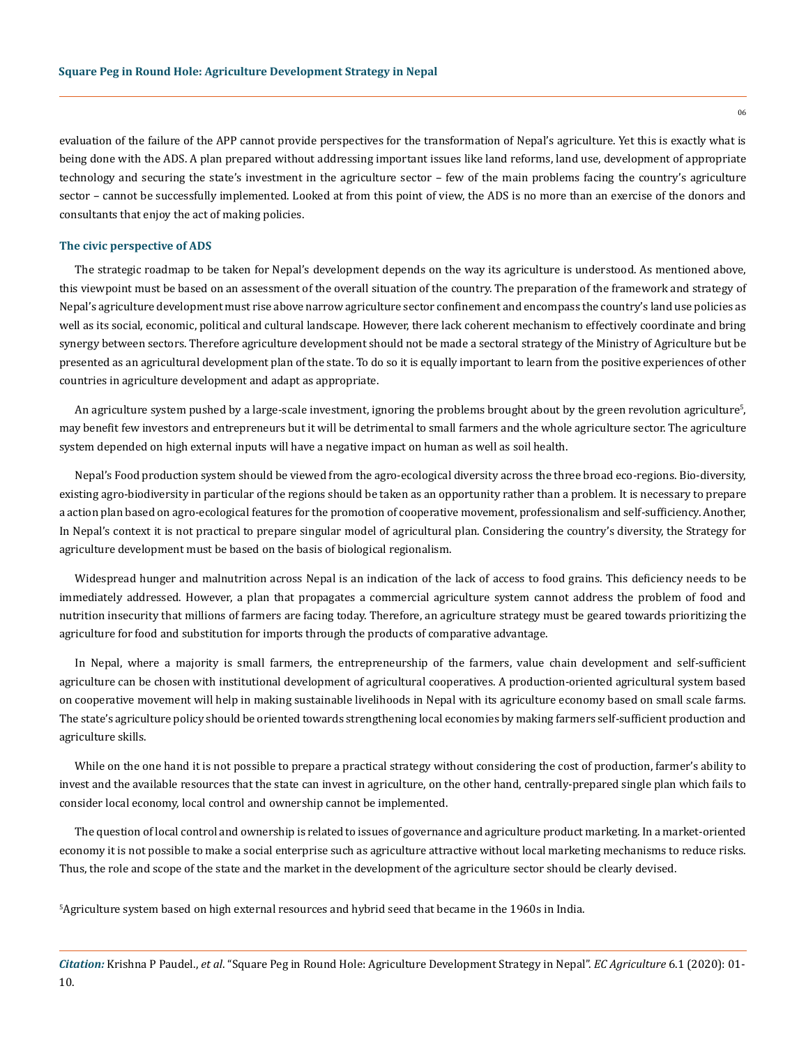evaluation of the failure of the APP cannot provide perspectives for the transformation of Nepal's agriculture. Yet this is exactly what is being done with the ADS. A plan prepared without addressing important issues like land reforms, land use, development of appropriate technology and securing the state's investment in the agriculture sector – few of the main problems facing the country's agriculture sector – cannot be successfully implemented. Looked at from this point of view, the ADS is no more than an exercise of the donors and consultants that enjoy the act of making policies.

### The civic perspective of ADS

The strategic roadmap to be taken for Nepal's development depends on the way its agriculture is understood. As mentioned above, this viewpoint must be based on an assessment of the overall situation of the country. The preparation of the framework and strategy of Nepal's agriculture development must rise above narrow agriculture sector confinement and encompass the country's land use policies as well as its social, economic, political and cultural landscape. However, there lack coherent mechanism to effectively coordinate and bring synergy between sectors. Therefore agriculture development should not be made a sectoral strategy of the Ministry of Agriculture but be presented as an agricultural development plan of the state. To do so it is equally important to learn from the positive experiences of other countries in agriculture development and adapt as appropriate.

An agriculture system pushed by a large-scale investment, ignoring the problems brought about by the green revolution agriculture[5], may benefit few investors and entrepreneurs but it will be detrimental to small farmers and the whole agriculture sector. The agriculture system depended on high external inputs will have a negative impact on human as well as soil health.

Nepal's Food production system should be viewed from the agro-ecological diversity across the three broad eco-regions. Bio-diversity, existing agro-biodiversity in particular of the regions should be taken as an opportunity rather than a problem. It is necessary to prepare a action plan based on agro-ecological features for the promotion of cooperative movement, professionalism and self-sufficiency. Another, In Nepal's context it is not practical to prepare singular model of agricultural plan. Considering the country's diversity, the Strategy for agriculture development must be based on the basis of biological regionalism.

Widespread hunger and malnutrition across Nepal is an indication of the lack of access to food grains. This deficiency needs to be immediately addressed. However, a plan that propagates a commercial agriculture system cannot address the problem of food and nutrition insecurity that millions of farmers are facing today. Therefore, an agriculture strategy must be geared towards prioritizing the agriculture for food and substitution for imports through the products of comparative advantage.

In Nepal, where a majority is small farmers, the entrepreneurship of the farmers, value chain development and self-sufficient agriculture can be chosen with institutional development of agricultural cooperatives. A production-oriented agricultural system based on cooperative movement will help in making sustainable livelihoods in Nepal with its agriculture economy based on small scale farms. The state's agriculture policy should be oriented towards strengthening local economies by making farmers self-sufficient production and agriculture skills.

While on the one hand it is not possible to prepare a practical strategy without considering the cost of production, farmer's ability to invest and the available resources that the state can invest in agriculture, on the other hand, centrally-prepared single plan which fails to consider local economy, local control and ownership cannot be implemented.

The question of local control and ownership is related to issues of governance and agriculture product marketing. In a market-oriented economy it is not possible to make a social enterprise such as agriculture attractive without local marketing mechanisms to reduce risks. Thus, the role and scope of the state and the market in the development of the agriculture sector should be clearly devised.

[5]Agriculture system based on high external resources and hybrid seed that became in the 1960s in India.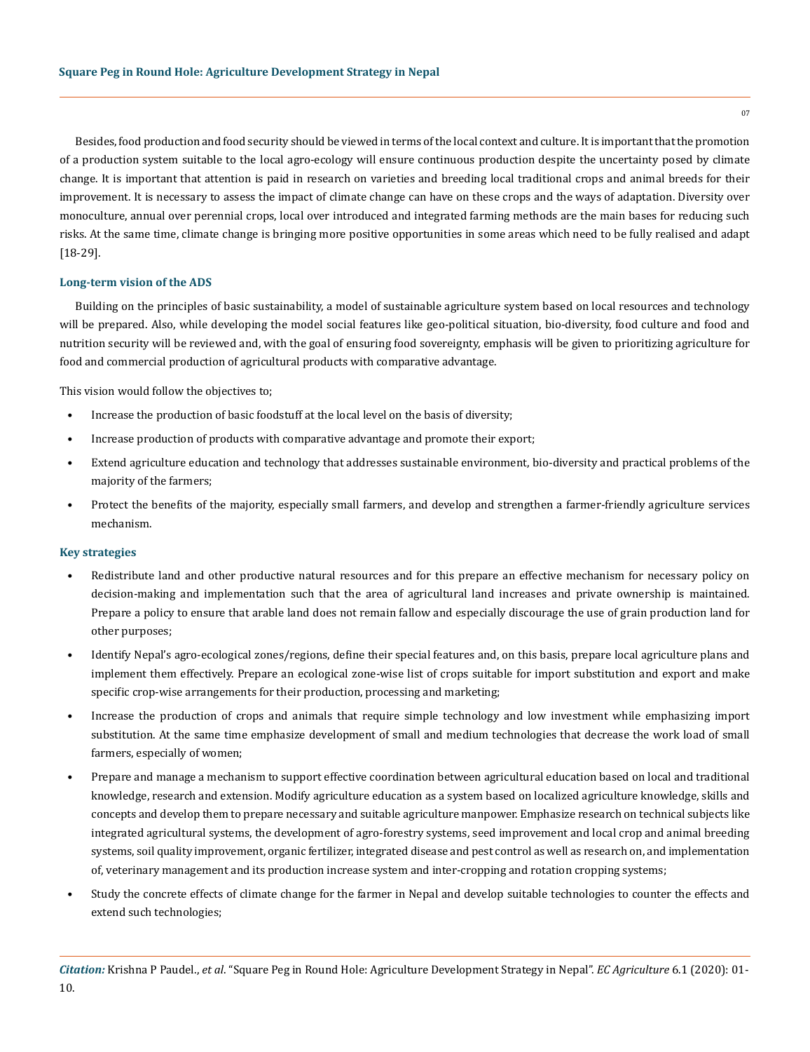Besides, food production and food security should be viewed in terms of the local context and culture. It is important that the promotion of a production system suitable to the local agro-ecology will ensure continuous production despite the uncertainty posed by climate change. It is important that attention is paid in research on varieties and breeding local traditional crops and animal breeds for their improvement. It is necessary to assess the impact of climate change can have on these crops and the ways of adaptation. Diversity over monoculture, annual over perennial crops, local over introduced and integrated farming methods are the main bases for reducing such risks. At the same time, climate change is bringing more positive opportunities in some areas which need to be fully realised and adapt [18-29].

### Long-term vision of the ADS

Building on the principles of basic sustainability, a model of sustainable agriculture system based on local resources and technology will be prepared. Also, while developing the model social features like geo-political situation, bio-diversity, food culture and food and nutrition security will be reviewed and, with the goal of ensuring food sovereignty, emphasis will be given to prioritizing agriculture for food and commercial production of agricultural products with comparative advantage.

This vision would follow the objectives to;

- Increase the production of basic foodstuff at the local level on the basis of diversity;
- Increase production of products with comparative advantage and promote their export;
- Extend agriculture education and technology that addresses sustainable environment, bio-diversity and practical problems of the majority of the farmers;
- Protect the benefits of the majority, especially small farmers, and develop and strengthen a farmer-friendly agriculture services mechanism.

### Key strategies

- Redistribute land and other productive natural resources and for this prepare an effective mechanism for necessary policy on decision-making and implementation such that the area of agricultural land increases and private ownership is maintained. Prepare a policy to ensure that arable land does not remain fallow and especially discourage the use of grain production land for other purposes;
- Identify Nepal's agro-ecological zones/regions, define their special features and, on this basis, prepare local agriculture plans and implement them effectively. Prepare an ecological zone-wise list of crops suitable for import substitution and export and make specific crop-wise arrangements for their production, processing and marketing;
- Increase the production of crops and animals that require simple technology and low investment while emphasizing import substitution. At the same time emphasize development of small and medium technologies that decrease the work load of small farmers, especially of women;
- Prepare and manage a mechanism to support effective coordination between agricultural education based on local and traditional knowledge, research and extension. Modify agriculture education as a system based on localized agriculture knowledge, skills and concepts and develop them to prepare necessary and suitable agriculture manpower. Emphasize research on technical subjects like integrated agricultural systems, the development of agro-forestry systems, seed improvement and local crop and animal breeding systems, soil quality improvement, organic fertilizer, integrated disease and pest control as well as research on, and implementation of, veterinary management and its production increase system and inter-cropping and rotation cropping systems;
- Study the concrete effects of climate change for the farmer in Nepal and develop suitable technologies to counter the effects and extend such technologies;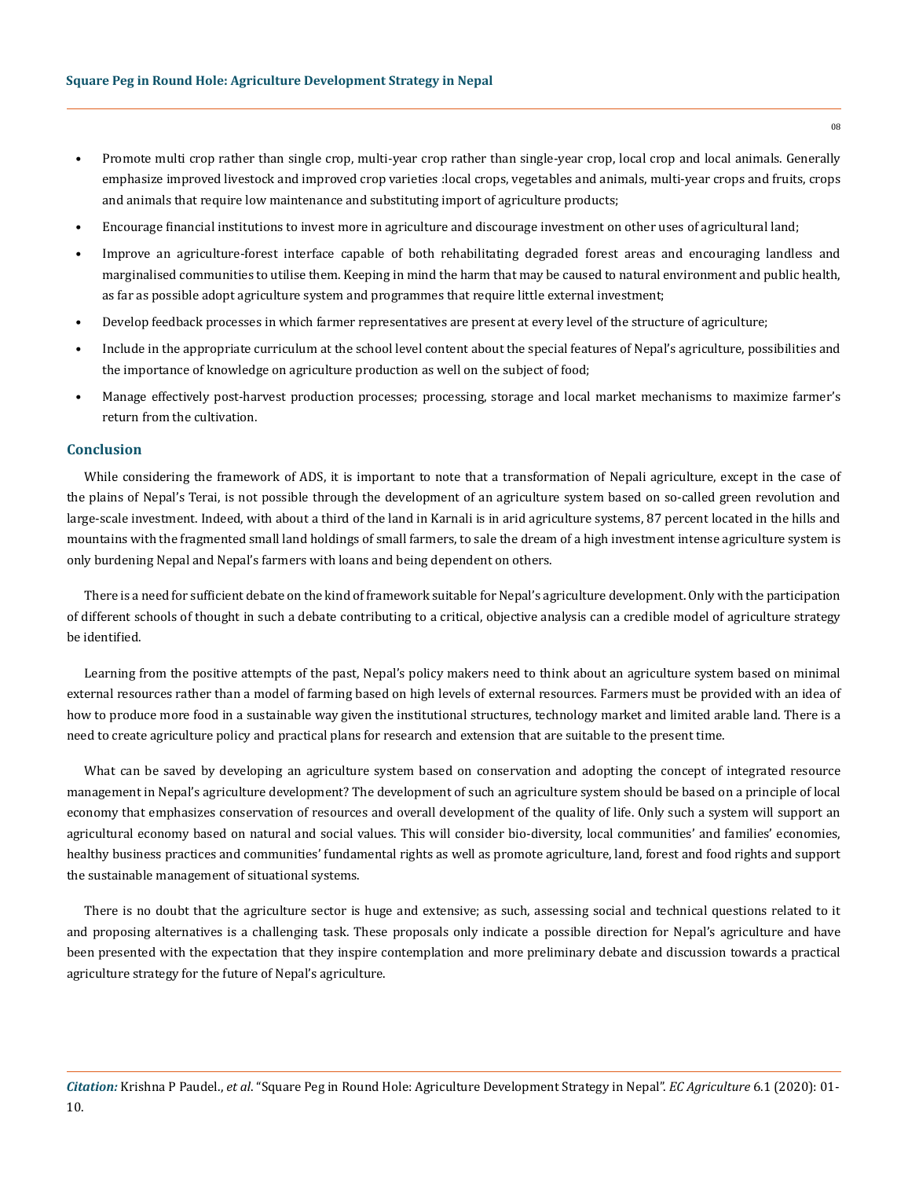- Promote multi crop rather than single crop, multi-year crop rather than single-year crop, local crop and local animals. Generally emphasize improved livestock and improved crop varieties :local crops, vegetables and animals, multi-year crops and fruits, crops and animals that require low maintenance and substituting import of agriculture products;
- Encourage financial institutions to invest more in agriculture and discourage investment on other uses of agricultural land;
- Improve an agriculture-forest interface capable of both rehabilitating degraded forest areas and encouraging landless and marginalised communities to utilise them. Keeping in mind the harm that may be caused to natural environment and public health, as far as possible adopt agriculture system and programmes that require little external investment;
- Develop feedback processes in which farmer representatives are present at every level of the structure of agriculture;
- Include in the appropriate curriculum at the school level content about the special features of Nepal's agriculture, possibilities and the importance of knowledge on agriculture production as well on the subject of food;
- Manage effectively post-harvest production processes; processing, storage and local market mechanisms to maximize farmer's return from the cultivation.

## Conclusion

While considering the framework of ADS, it is important to note that a transformation of Nepali agriculture, except in the case of the plains of Nepal's Terai, is not possible through the development of an agriculture system based on so-called green revolution and large-scale investment. Indeed, with about a third of the land in Karnali is in arid agriculture systems, 87 percent located in the hills and mountains with the fragmented small land holdings of small farmers, to sale the dream of a high investment intense agriculture system is only burdening Nepal and Nepal's farmers with loans and being dependent on others.

There is a need for sufficient debate on the kind of framework suitable for Nepal's agriculture development. Only with the participation of different schools of thought in such a debate contributing to a critical, objective analysis can a credible model of agriculture strategy be identified.

Learning from the positive attempts of the past, Nepal's policy makers need to think about an agriculture system based on minimal external resources rather than a model of farming based on high levels of external resources. Farmers must be provided with an idea of how to produce more food in a sustainable way given the institutional structures, technology market and limited arable land. There is a need to create agriculture policy and practical plans for research and extension that are suitable to the present time.

What can be saved by developing an agriculture system based on conservation and adopting the concept of integrated resource management in Nepal's agriculture development? The development of such an agriculture system should be based on a principle of local economy that emphasizes conservation of resources and overall development of the quality of life. Only such a system will support an agricultural economy based on natural and social values. This will consider bio-diversity, local communities' and families' economies, healthy business practices and communities' fundamental rights as well as promote agriculture, land, forest and food rights and support the sustainable management of situational systems.

There is no doubt that the agriculture sector is huge and extensive; as such, assessing social and technical questions related to it and proposing alternatives is a challenging task. These proposals only indicate a possible direction for Nepal's agriculture and have been presented with the expectation that they inspire contemplation and more preliminary debate and discussion towards a practical agriculture strategy for the future of Nepal's agriculture.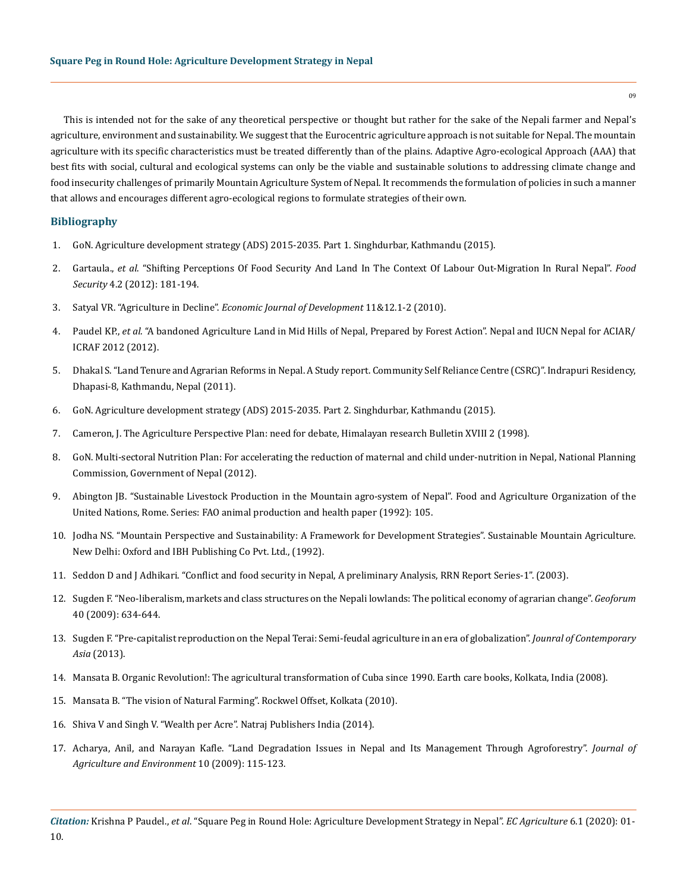This is intended not for the sake of any theoretical perspective or thought but rather for the sake of the Nepali farmer and Nepal's agriculture, environment and sustainability. We suggest that the Eurocentric agriculture approach is not suitable for Nepal. The mountain agriculture with its specific characteristics must be treated differently than of the plains. Adaptive Agro-ecological Approach (AAA) that best fits with social, cultural and ecological systems can only be the viable and sustainable solutions to addressing climate change and food insecurity challenges of primarily Mountain Agriculture System of Nepal. It recommends the formulation of policies in such a manner that allows and encourages different agro-ecological regions to formulate strategies of their own.

## Bibliography

1. GoN. Agriculture development strategy (ADS) 2015-2035. Part 1. Singhdurbar, Kathmandu (2015).
2. Gartaula., *et al*. "Shifting Perceptions Of Food Security And Land In The Context Of Labour Out-Migration In Rural Nepal". *Food Security* 4.2 (2012): 181-194.
3. Satyal VR. "Agriculture in Decline". *Economic Journal of Development* 11&12.1-2 (2010).
4. Paudel KP., *et al*. "A bandoned Agriculture Land in Mid Hills of Nepal, Prepared by Forest Action". Nepal and IUCN Nepal for ACIAR/ICRAF 2012 (2012).
5. Dhakal S. "Land Tenure and Agrarian Reforms in Nepal. A Study report. Community Self Reliance Centre (CSRC)". Indrapuri Residency, Dhapasi-8, Kathmandu, Nepal (2011).
6. GoN. Agriculture development strategy (ADS) 2015-2035. Part 2. Singhdurbar, Kathmandu (2015).
7. Cameron, J. The Agriculture Perspective Plan: need for debate, Himalayan research Bulletin XVIII 2 (1998).
8. GoN. Multi-sectoral Nutrition Plan: For accelerating the reduction of maternal and child under-nutrition in Nepal, National Planning Commission, Government of Nepal (2012).
9. Abington JB. "Sustainable Livestock Production in the Mountain agro-system of Nepal". Food and Agriculture Organization of the United Nations, Rome. Series: FAO animal production and health paper (1992): 105.
10. Jodha NS. "Mountain Perspective and Sustainability: A Framework for Development Strategies". Sustainable Mountain Agriculture. New Delhi: Oxford and IBH Publishing Co Pvt. Ltd., (1992).
11. Seddon D and J Adhikari. "Conflict and food security in Nepal, A preliminary Analysis, RRN Report Series-1". (2003).
12. Sugden F. "Neo-liberalism, markets and class structures on the Nepali lowlands: The political economy of agrarian change". *Geoforum* 40 (2009): 634-644.
13. Sugden F. "Pre-capitalist reproduction on the Nepal Terai: Semi-feudal agriculture in an era of globalization". *Jounral of Contemporary Asia* (2013).
14. Mansata B. Organic Revolution!: The agricultural transformation of Cuba since 1990. Earth care books, Kolkata, India (2008).
15. Mansata B. "The vision of Natural Farming". Rockwel Offset, Kolkata (2010).
16. Shiva V and Singh V. "Wealth per Acre". Natraj Publishers India (2014).
17. Acharya, Anil, and Narayan Kafle. "Land Degradation Issues in Nepal and Its Management Through Agroforestry". *Journal of Agriculture and Environment* 10 (2009): 115-123.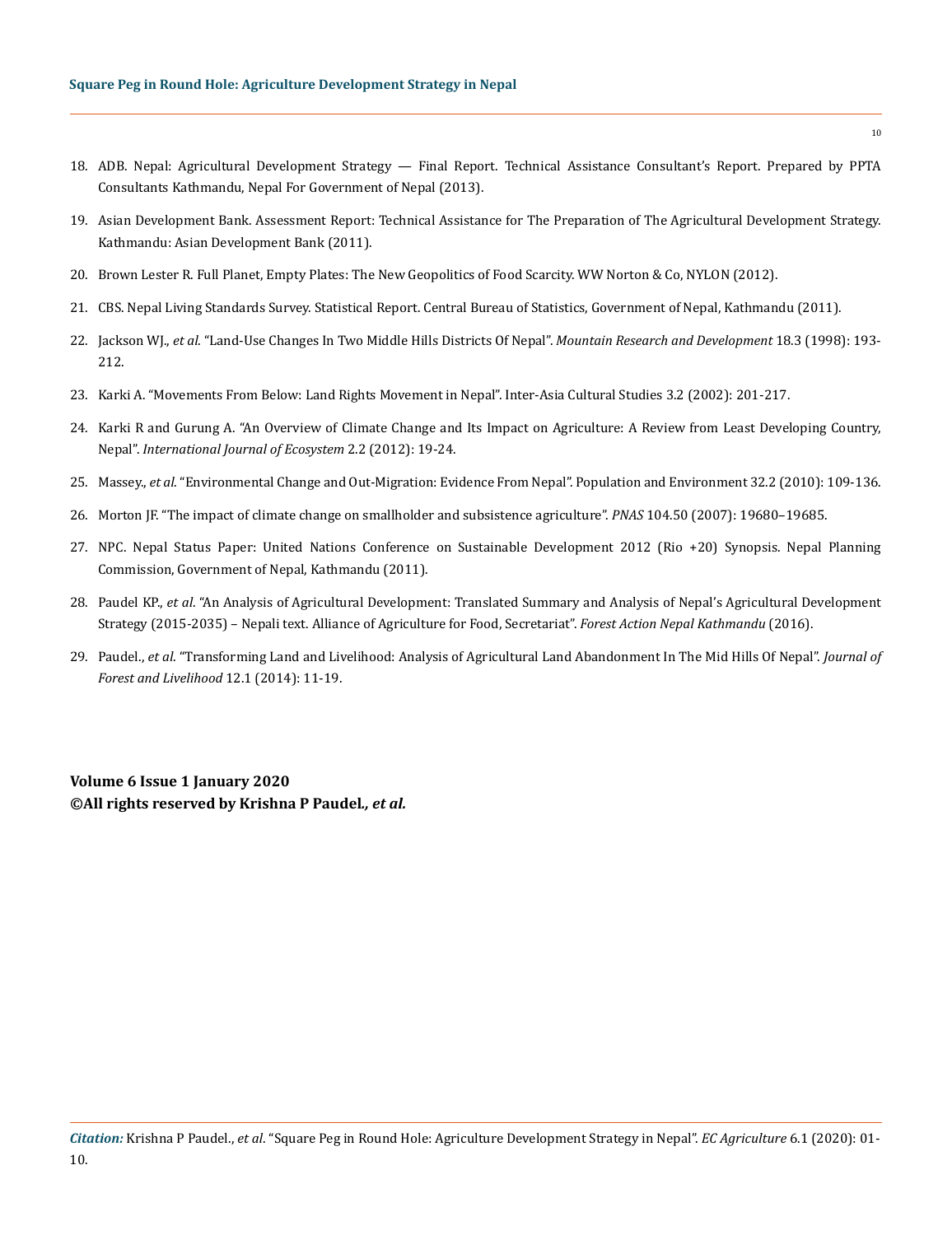18. ADB. Nepal: Agricultural Development Strategy — Final Report. Technical Assistance Consultant's Report. Prepared by PPTA Consultants Kathmandu, Nepal For Government of Nepal (2013).
19. Asian Development Bank. Assessment Report: Technical Assistance for The Preparation of The Agricultural Development Strategy. Kathmandu: Asian Development Bank (2011).
20. Brown Lester R. Full Planet, Empty Plates: The New Geopolitics of Food Scarcity. WW Norton & Co, NYLON (2012).
21. CBS. Nepal Living Standards Survey. Statistical Report. Central Bureau of Statistics, Government of Nepal, Kathmandu (2011).
22. Jackson WJ., *et al*. "Land-Use Changes In Two Middle Hills Districts Of Nepal". *Mountain Research and Development* 18.3 (1998): 193-212.
23. Karki A. "Movements From Below: Land Rights Movement in Nepal". Inter-Asia Cultural Studies 3.2 (2002): 201-217.
24. Karki R and Gurung A. "An Overview of Climate Change and Its Impact on Agriculture: A Review from Least Developing Country, Nepal". *International Journal of Ecosystem* 2.2 (2012): 19-24.
25. Massey., *et al*. "Environmental Change and Out-Migration: Evidence From Nepal". Population and Environment 32.2 (2010): 109-136.
26. Morton JF. "The impact of climate change on smallholder and subsistence agriculture". *PNAS* 104.50 (2007): 19680–19685.
27. NPC. Nepal Status Paper: United Nations Conference on Sustainable Development 2012 (Rio +20) Synopsis. Nepal Planning Commission, Government of Nepal, Kathmandu (2011).
28. Paudel KP., *et al*. "An Analysis of Agricultural Development: Translated Summary and Analysis of Nepal's Agricultural Development Strategy (2015-2035) – Nepali text. Alliance of Agriculture for Food, Secretariat". *Forest Action Nepal Kathmandu* (2016).
29. Paudel., *et al*. "Transforming Land and Livelihood: Analysis of Agricultural Land Abandonment In The Mid Hills Of Nepal". *Journal of Forest and Livelihood* 12.1 (2014): 11-19.

**Volume 6 Issue 1 January 2020**
**©All rights reserved by Krishna P Paudel., *et al.***